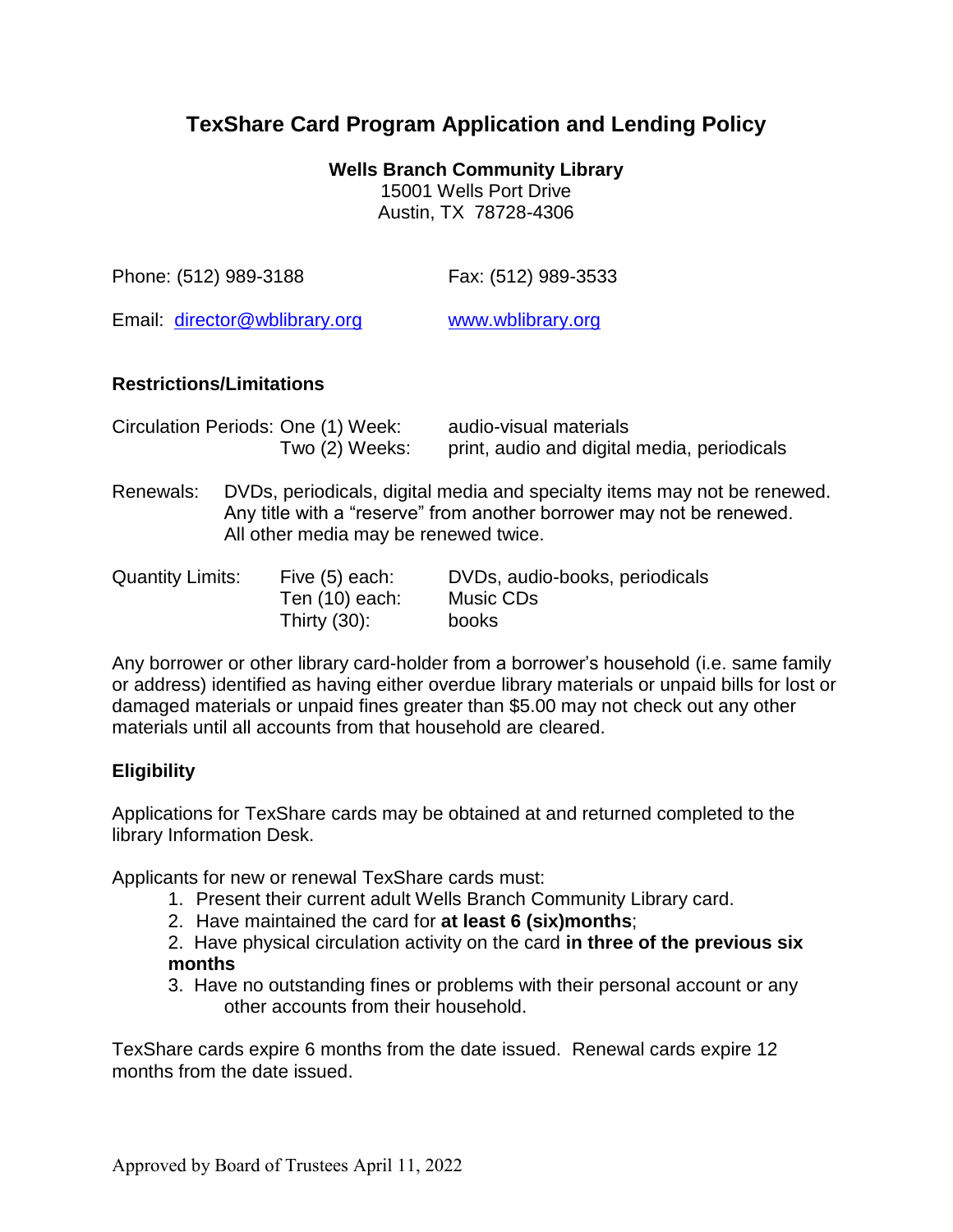# TexShare Card Program Application and Lending Policy

**Wells Branch Community Library**
15001 Wells Port Drive
Austin, TX 78728-4306

Phone: (512) 989-3188 Fax: (512) 989-3533

Email: director@wblibrary.org www.wblibrary.org

### Restrictions/Limitations

| | | |
|---|---|---|
| Circulation Periods: | One (1) Week: | audio-visual materials |
| | Two (2) Weeks: | print, audio and digital media, periodicals |

Renewals: DVDs, periodicals, digital media and specialty items may not be renewed. Any title with a "reserve" from another borrower may not be renewed. All other media may be renewed twice.

| | | |
|---|---|---|
| Quantity Limits: | Five (5) each: | DVDs, audio-books, periodicals |
| | Ten (10) each: | Music CDs |
| | Thirty (30): | books |

Any borrower or other library card-holder from a borrower's household (i.e. same family or address) identified as having either overdue library materials or unpaid bills for lost or damaged materials or unpaid fines greater than $5.00 may not check out any other materials until all accounts from that household are cleared.

### Eligibility

Applications for TexShare cards may be obtained at and returned completed to the library Information Desk.

Applicants for new or renewal TexShare cards must:

1. Present their current adult Wells Branch Community Library card.
2. Have maintained the card for **at least 6 (six)months**;
2. Have physical circulation activity on the card **in three of the previous six months**
3. Have no outstanding fines or problems with their personal account or any other accounts from their household.

TexShare cards expire 6 months from the date issued. Renewal cards expire 12 months from the date issued.

Approved by Board of Trustees April 11, 2022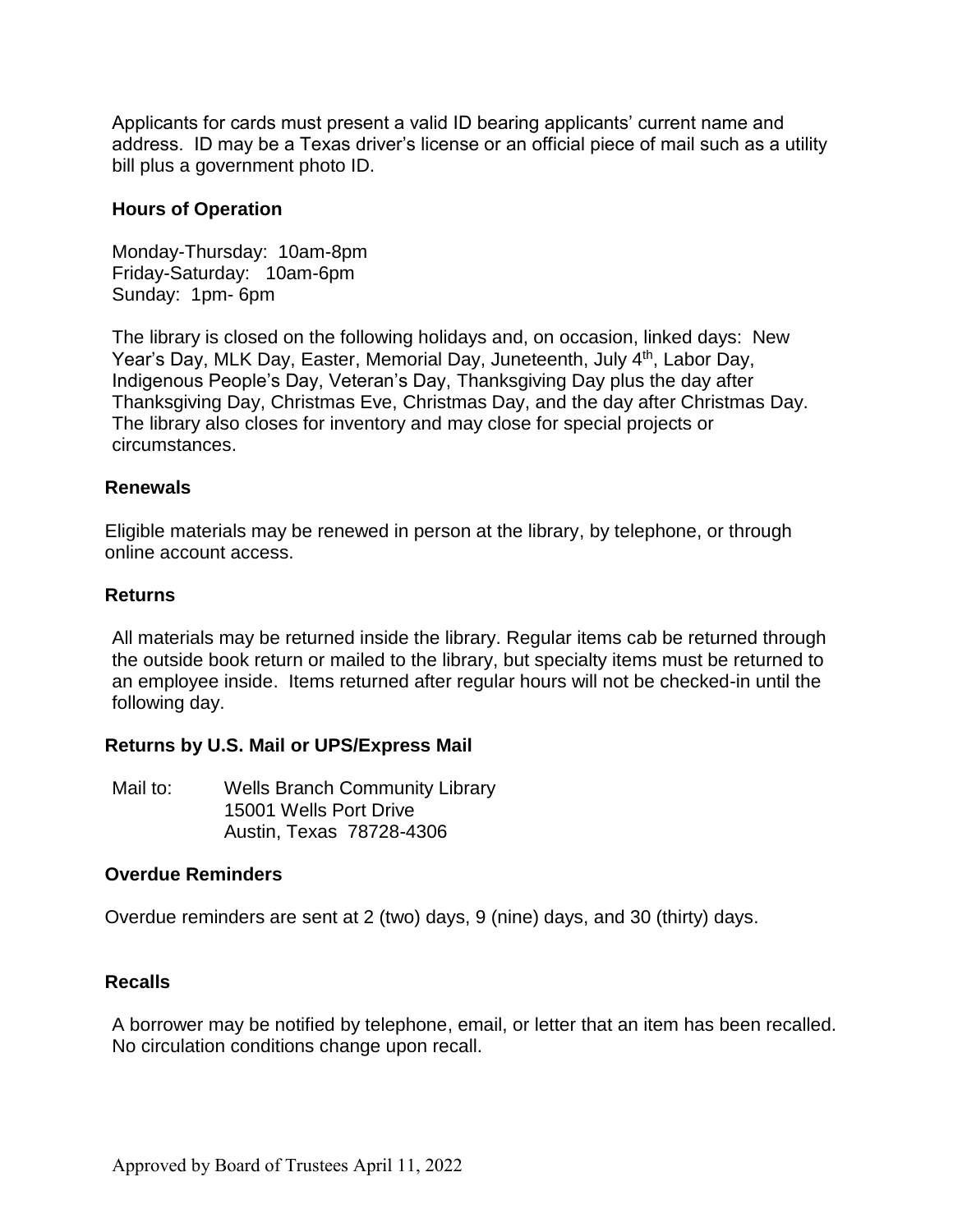Applicants for cards must present a valid ID bearing applicants' current name and address. ID may be a Texas driver's license or an official piece of mail such as a utility bill plus a government photo ID.

**Hours of Operation**

Monday-Thursday: 10am-8pm
Friday-Saturday: 10am-6pm
Sunday: 1pm- 6pm

The library is closed on the following holidays and, on occasion, linked days: New Year's Day, MLK Day, Easter, Memorial Day, Juneteenth, July 4th, Labor Day, Indigenous People's Day, Veteran's Day, Thanksgiving Day plus the day after Thanksgiving Day, Christmas Eve, Christmas Day, and the day after Christmas Day. The library also closes for inventory and may close for special projects or circumstances.

**Renewals**

Eligible materials may be renewed in person at the library, by telephone, or through online account access.

**Returns**

All materials may be returned inside the library. Regular items cab be returned through the outside book return or mailed to the library, but specialty items must be returned to an employee inside. Items returned after regular hours will not be checked-in until the following day.

**Returns by U.S. Mail or UPS/Express Mail**

Mail to: Wells Branch Community Library
15001 Wells Port Drive
Austin, Texas 78728-4306

**Overdue Reminders**

Overdue reminders are sent at 2 (two) days, 9 (nine) days, and 30 (thirty) days.

**Recalls**

A borrower may be notified by telephone, email, or letter that an item has been recalled. No circulation conditions change upon recall.

Approved by Board of Trustees April 11, 2022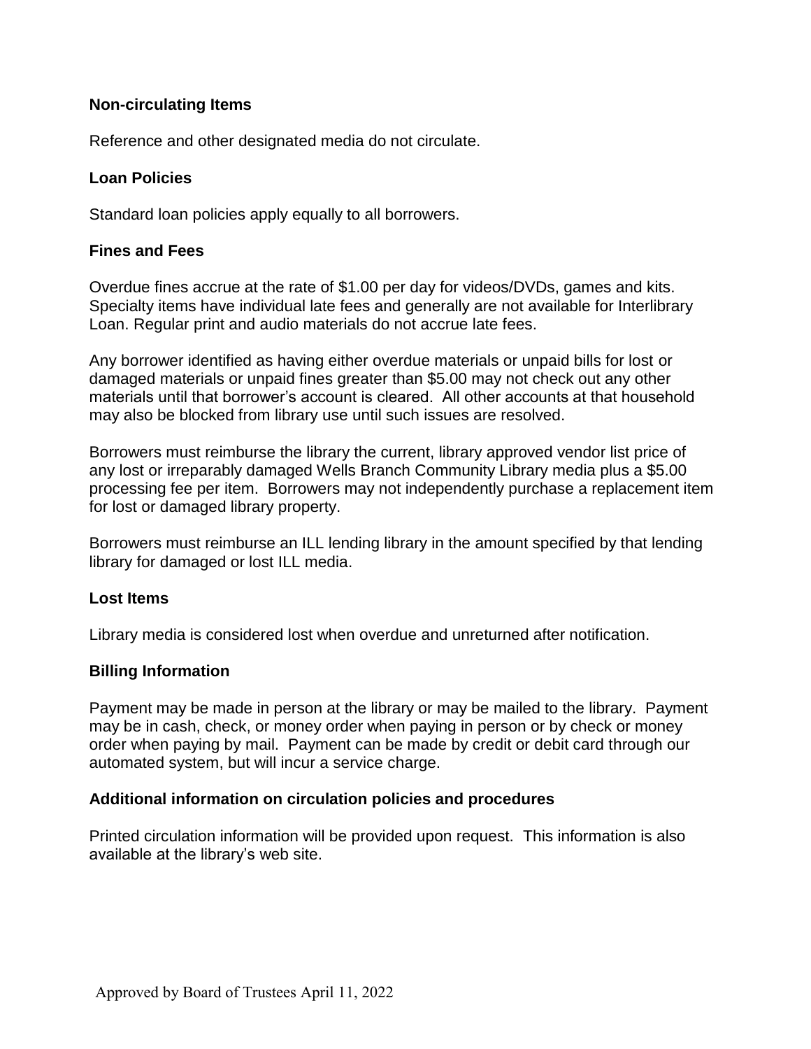**Non-circulating Items**

Reference and other designated media do not circulate.

**Loan Policies**

Standard loan policies apply equally to all borrowers.

**Fines and Fees**

Overdue fines accrue at the rate of $1.00 per day for videos/DVDs, games and kits. Specialty items have individual late fees and generally are not available for Interlibrary Loan. Regular print and audio materials do not accrue late fees.

Any borrower identified as having either overdue materials or unpaid bills for lost or damaged materials or unpaid fines greater than $5.00 may not check out any other materials until that borrower's account is cleared. All other accounts at that household may also be blocked from library use until such issues are resolved.

Borrowers must reimburse the library the current, library approved vendor list price of any lost or irreparably damaged Wells Branch Community Library media plus a $5.00 processing fee per item. Borrowers may not independently purchase a replacement item for lost or damaged library property.

Borrowers must reimburse an ILL lending library in the amount specified by that lending library for damaged or lost ILL media.

**Lost Items**

Library media is considered lost when overdue and unreturned after notification.

**Billing Information**

Payment may be made in person at the library or may be mailed to the library. Payment may be in cash, check, or money order when paying in person or by check or money order when paying by mail. Payment can be made by credit or debit card through our automated system, but will incur a service charge.

**Additional information on circulation policies and procedures**

Printed circulation information will be provided upon request. This information is also available at the library's web site.

Approved by Board of Trustees April 11, 2022